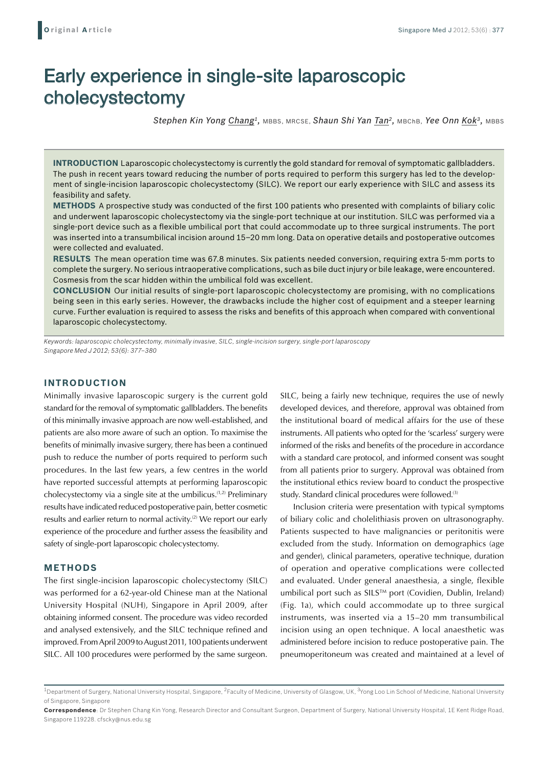# Early experience in single-site laparoscopic cholecystectomy

*Stephen Kin Yong Chang*[1], MBBS, MRCSE, *Shaun Shi Yan Tan*[2], MBChB, *Yee Onn Kok*[3], MBBS

**INTRODUCTION** Laparoscopic cholecystectomy is currently the gold standard for removal of symptomatic gallbladders. The push in recent years toward reducing the number of ports required to perform this surgery has led to the development of single-incision laparoscopic cholecystectomy (SILC). We report our early experience with SILC and assess its feasibility and safety.

**METHODS** A prospective study was conducted of the first 100 patients who presented with complaints of biliary colic and underwent laparoscopic cholecystectomy via the single-port technique at our institution. SILC was performed via a single-port device such as a flexible umbilical port that could accommodate up to three surgical instruments. The port was inserted into a transumbilical incision around 15–20 mm long. Data on operative details and postoperative outcomes were collected and evaluated.

**RESULTS** The mean operation time was 67.8 minutes. Six patients needed conversion, requiring extra 5-mm ports to complete the surgery. No serious intraoperative complications, such as bile duct injury or bile leakage, were encountered. Cosmesis from the scar hidden within the umbilical fold was excellent.

**CONCLUSION** Our initial results of single-port laparoscopic cholecystectomy are promising, with no complications being seen in this early series. However, the drawbacks include the higher cost of equipment and a steeper learning curve. Further evaluation is required to assess the risks and benefits of this approach when compared with conventional laparoscopic cholecystectomy.

*Keywords: laparoscopic cholecystectomy, minimally invasive, SILC, single-incision surgery, single-port laparoscopy*
*Singapore Med J 2012; 53(6): 377–380*

## INTRODUCTION

Minimally invasive laparoscopic surgery is the current gold standard for the removal of symptomatic gallbladders. The benefits of this minimally invasive approach are now well-established, and patients are also more aware of such an option. To maximise the benefits of minimally invasive surgery, there has been a continued push to reduce the number of ports required to perform such procedures. In the last few years, a few centres in the world have reported successful attempts at performing laparoscopic cholecystectomy via a single site at the umbilicus.[1,2] Preliminary results have indicated reduced postoperative pain, better cosmetic results and earlier return to normal activity.[2] We report our early experience of the procedure and further assess the feasibility and safety of single-port laparoscopic cholecystectomy.

## METHODS

The first single-incision laparoscopic cholecystectomy (SILC) was performed for a 62-year-old Chinese man at the National University Hospital (NUH), Singapore in April 2009, after obtaining informed consent. The procedure was video recorded and analysed extensively, and the SILC technique refined and improved. From April 2009 to August 2011, 100 patients underwent SILC. All 100 procedures were performed by the same surgeon. SILC, being a fairly new technique, requires the use of newly developed devices, and therefore, approval was obtained from the institutional board of medical affairs for the use of these instruments. All patients who opted for the 'scarless' surgery were informed of the risks and benefits of the procedure in accordance with a standard care protocol, and informed consent was sought from all patients prior to surgery. Approval was obtained from the institutional ethics review board to conduct the prospective study. Standard clinical procedures were followed.[3]

Inclusion criteria were presentation with typical symptoms of biliary colic and cholelithiasis proven on ultrasonography. Patients suspected to have malignancies or peritonitis were excluded from the study. Information on demographics (age and gender), clinical parameters, operative technique, duration of operation and operative complications were collected and evaluated. Under general anaesthesia, a single, flexible umbilical port such as SILS™ port (Covidien, Dublin, Ireland) (Fig. 1a), which could accommodate up to three surgical instruments, was inserted via a 15–20 mm transumbilical incision using an open technique. A local anaesthetic was administered before incision to reduce postoperative pain. The pneumoperitoneum was created and maintained at a level of

[1]Department of Surgery, National University Hospital, Singapore, [2]Faculty of Medicine, University of Glasgow, UK, [3]Yong Loo Lin School of Medicine, National University of Singapore, Singapore

**Correspondence**: Dr Stephen Chang Kin Yong, Research Director and Consultant Surgeon, Department of Surgery, National University Hospital, 1E Kent Ridge Road, Singapore 119228. cfscky@nus.edu.sg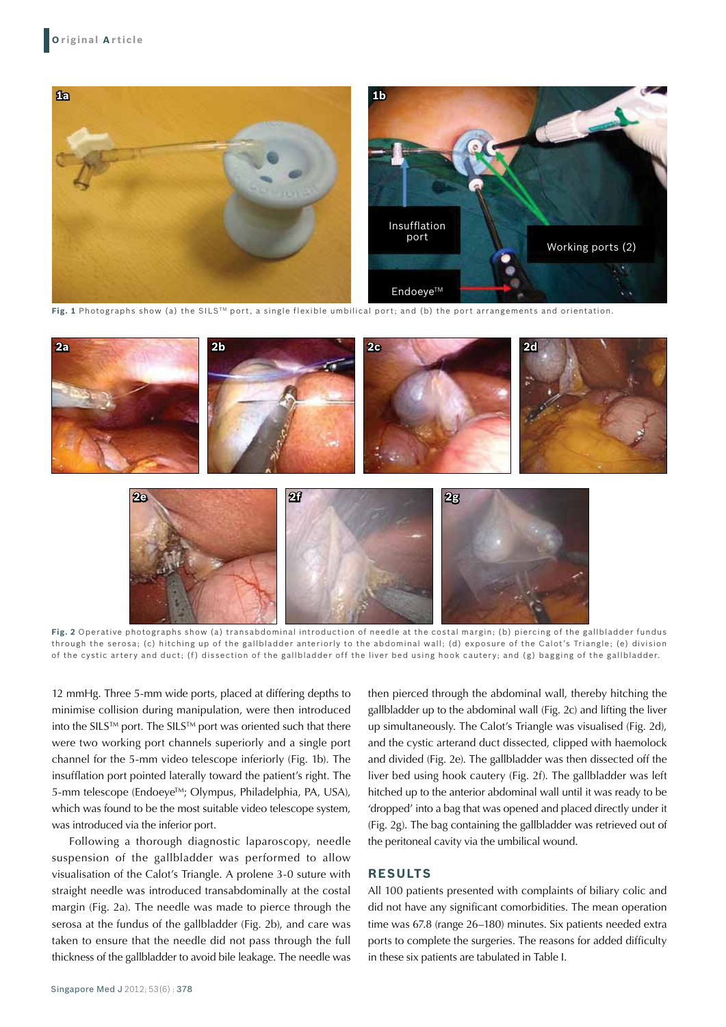Fig. 1 Photographs show (a) the SILS™ port, a single flexible umbilical port; and (b) the port arrangements and orientation.

Fig. 2 Operative photographs show (a) transabdominal introduction of needle at the costal margin; (b) piercing of the gallbladder fundus through the serosa; (c) hitching up of the gallbladder anteriorly to the abdominal wall; (d) exposure of the Calot's Triangle; (e) division of the cystic artery and duct; (f) dissection of the gallbladder off the liver bed using hook cautery; and (g) bagging of the gallbladder.

12 mmHg. Three 5-mm wide ports, placed at differing depths to minimise collision during manipulation, were then introduced into the SILS™ port. The SILS™ port was oriented such that there were two working port channels superiorly and a single port channel for the 5-mm video telescope inferiorly (Fig. 1b). The insufflation port pointed laterally toward the patient's right. The 5-mm telescope (Endoeye™; Olympus, Philadelphia, PA, USA), which was found to be the most suitable video telescope system, was introduced via the inferior port.

Following a thorough diagnostic laparoscopy, needle suspension of the gallbladder was performed to allow visualisation of the Calot's Triangle. A prolene 3-0 suture with straight needle was introduced transabdominally at the costal margin (Fig. 2a). The needle was made to pierce through the serosa at the fundus of the gallbladder (Fig. 2b), and care was taken to ensure that the needle did not pass through the full thickness of the gallbladder to avoid bile leakage. The needle was then pierced through the abdominal wall, thereby hitching the gallbladder up to the abdominal wall (Fig. 2c) and lifting the liver up simultaneously. The Calot's Triangle was visualised (Fig. 2d), and the cystic arterand duct dissected, clipped with haemolock and divided (Fig. 2e). The gallbladder was then dissected off the liver bed using hook cautery (Fig. 2f). The gallbladder was left hitched up to the anterior abdominal wall until it was ready to be 'dropped' into a bag that was opened and placed directly under it (Fig. 2g). The bag containing the gallbladder was retrieved out of the peritoneal cavity via the umbilical wound.

## RESULTS

All 100 patients presented with complaints of biliary colic and did not have any significant comorbidities. The mean operation time was 67.8 (range 26–180) minutes. Six patients needed extra ports to complete the surgeries. The reasons for added difficulty in these six patients are tabulated in Table I.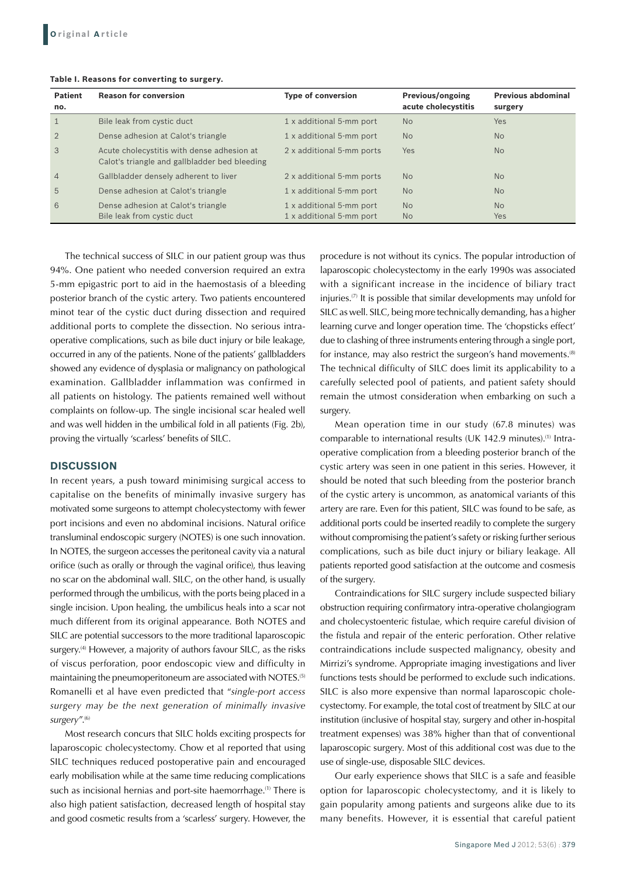**Table I. Reasons for converting to surgery.**

| Patient no. | Reason for conversion | Type of conversion | Previous/ongoing acute cholecystitis | Previous abdominal surgery |
|---|---|---|---|---|
| 1 | Bile leak from cystic duct | 1 x additional 5-mm port | No | Yes |
| 2 | Dense adhesion at Calot's triangle | 1 x additional 5-mm port | No | No |
| 3 | Acute cholecystitis with dense adhesion at Calot's triangle and gallbladder bed bleeding | 2 x additional 5-mm ports | Yes | No |
| 4 | Gallbladder densely adherent to liver | 2 x additional 5-mm ports | No | No |
| 5 | Dense adhesion at Calot's triangle | 1 x additional 5-mm port | No | No |
| 6 | Dense adhesion at Calot's triangle<br>Bile leak from cystic duct | 1 x additional 5-mm port<br>1 x additional 5-mm port | No<br>No | No<br>Yes |

The technical success of SILC in our patient group was thus 94%. One patient who needed conversion required an extra 5-mm epigastric port to aid in the haemostasis of a bleeding posterior branch of the cystic artery. Two patients encountered minot tear of the cystic duct during dissection and required additional ports to complete the dissection. No serious intra-operative complications, such as bile duct injury or bile leakage, occurred in any of the patients. None of the patients' gallbladders showed any evidence of dysplasia or malignancy on pathological examination. Gallbladder inflammation was confirmed in all patients on histology. The patients remained well without complaints on follow-up. The single incisional scar healed well and was well hidden in the umbilical fold in all patients (Fig. 2b), proving the virtually 'scarless' benefits of SILC.

## DISCUSSION

In recent years, a push toward minimising surgical access to capitalise on the benefits of minimally invasive surgery has motivated some surgeons to attempt cholecystectomy with fewer port incisions and even no abdominal incisions. Natural orifice transluminal endoscopic surgery (NOTES) is one such innovation. In NOTES, the surgeon accesses the peritoneal cavity via a natural orifice (such as orally or through the vaginal orifice), thus leaving no scar on the abdominal wall. SILC, on the other hand, is usually performed through the umbilicus, with the ports being placed in a single incision. Upon healing, the umbilicus heals into a scar not much different from its original appearance. Both NOTES and SILC are potential successors to the more traditional laparoscopic surgery.[4] However, a majority of authors favour SILC, as the risks of viscus perforation, poor endoscopic view and difficulty in maintaining the pneumoperitoneum are associated with NOTES.[5] Romanelli et al have even predicted that "*single-port access surgery may be the next generation of minimally invasive surgery*".[6]

Most research concurs that SILC holds exciting prospects for laparoscopic cholecystectomy. Chow et al reported that using SILC techniques reduced postoperative pain and encouraged early mobilisation while at the same time reducing complications such as incisional hernias and port-site haemorrhage.[1] There is also high patient satisfaction, decreased length of hospital stay and good cosmetic results from a 'scarless' surgery. However, the procedure is not without its cynics. The popular introduction of laparoscopic cholecystectomy in the early 1990s was associated with a significant increase in the incidence of biliary tract injuries.[7] It is possible that similar developments may unfold for SILC as well. SILC, being more technically demanding, has a higher learning curve and longer operation time. The 'chopsticks effect' due to clashing of three instruments entering through a single port, for instance, may also restrict the surgeon's hand movements.[8] The technical difficulty of SILC does limit its applicability to a carefully selected pool of patients, and patient safety should remain the utmost consideration when embarking on such a surgery.

Mean operation time in our study (67.8 minutes) was comparable to international results (UK 142.9 minutes).[1] Intra-operative complication from a bleeding posterior branch of the cystic artery was seen in one patient in this series. However, it should be noted that such bleeding from the posterior branch of the cystic artery is uncommon, as anatomical variants of this artery are rare. Even for this patient, SILC was found to be safe, as additional ports could be inserted readily to complete the surgery without compromising the patient's safety or risking further serious complications, such as bile duct injury or biliary leakage. All patients reported good satisfaction at the outcome and cosmesis of the surgery.

Contraindications for SILC surgery include suspected biliary obstruction requiring confirmatory intra-operative cholangiogram and cholecystoenteric fistulae, which require careful division of the fistula and repair of the enteric perforation. Other relative contraindications include suspected malignancy, obesity and Mirrizi's syndrome. Appropriate imaging investigations and liver functions tests should be performed to exclude such indications. SILC is also more expensive than normal laparoscopic cholecystectomy. For example, the total cost of treatment by SILC at our institution (inclusive of hospital stay, surgery and other in-hospital treatment expenses) was 38% higher than that of conventional laparoscopic surgery. Most of this additional cost was due to the use of single-use, disposable SILC devices.

Our early experience shows that SILC is a safe and feasible option for laparoscopic cholecystectomy, and it is likely to gain popularity among patients and surgeons alike due to its many benefits. However, it is essential that careful patient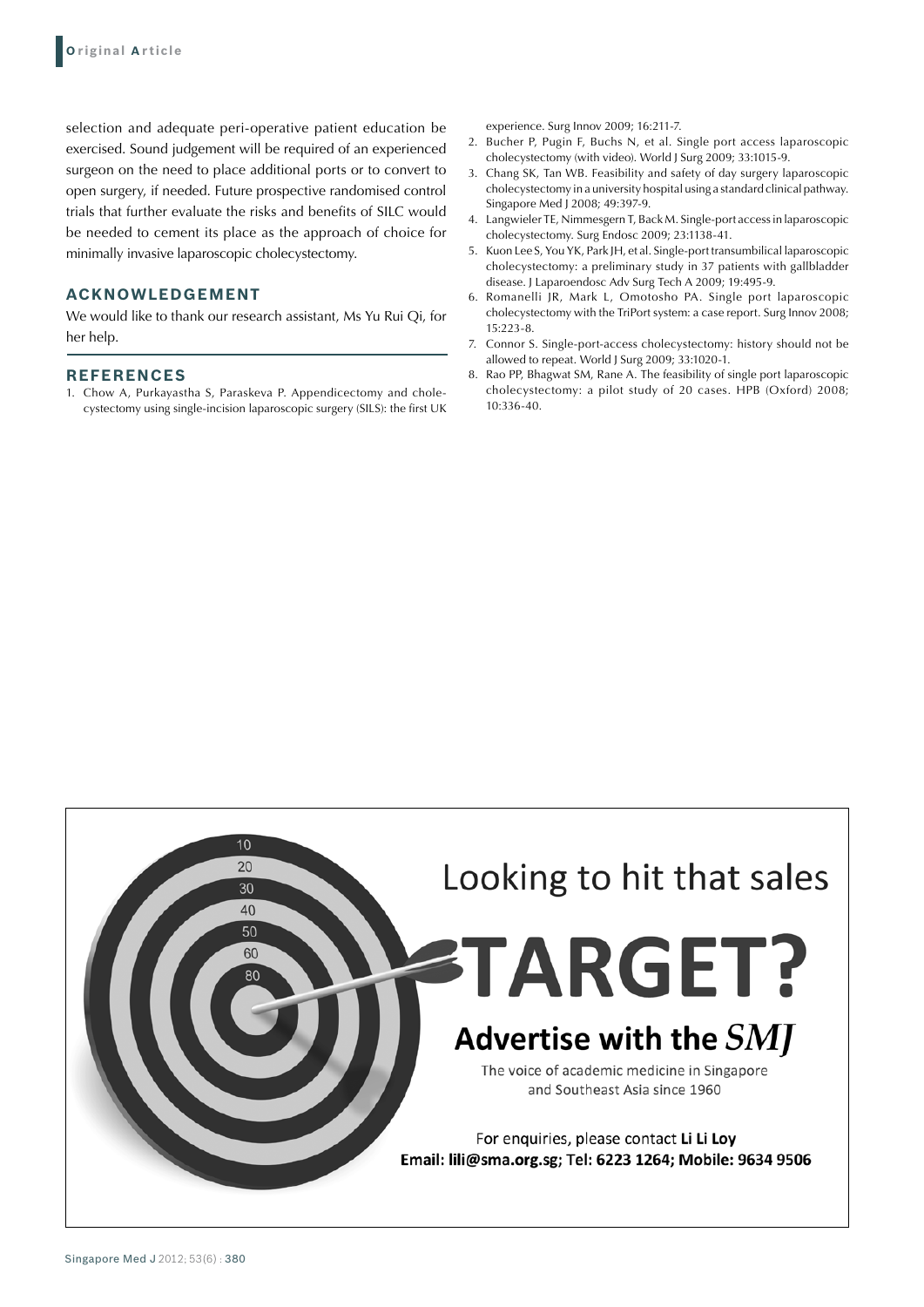selection and adequate peri-operative patient education be exercised. Sound judgement will be required of an experienced surgeon on the need to place additional ports or to convert to open surgery, if needed. Future prospective randomised control trials that further evaluate the risks and benefits of SILC would be needed to cement its place as the approach of choice for minimally invasive laparoscopic cholecystectomy.

## ACKNOWLEDGEMENT

We would like to thank our research assistant, Ms Yu Rui Qi, for her help.

## REFERENCES

1. Chow A, Purkayastha S, Paraskeva P. Appendicectomy and cholecystectomy using single-incision laparoscopic surgery (SILS): the first UK experience. Surg Innov 2009; 16:211-7.
2. Bucher P, Pugin F, Buchs N, et al. Single port access laparoscopic cholecystectomy (with video). World J Surg 2009; 33:1015-9.
3. Chang SK, Tan WB. Feasibility and safety of day surgery laparoscopic cholecystectomy in a university hospital using a standard clinical pathway. Singapore Med J 2008; 49:397-9.
4. Langwieler TE, Nimmesgern T, Back M. Single-port access in laparoscopic cholecystectomy. Surg Endosc 2009; 23:1138-41.
5. Kuon Lee S, You YK, Park JH, et al. Single-port transumbilical laparoscopic cholecystectomy: a preliminary study in 37 patients with gallbladder disease. J Laparoendosc Adv Surg Tech A 2009; 19:495-9.
6. Romanelli JR, Mark L, Omotosho PA. Single port laparoscopic cholecystectomy with the TriPort system: a case report. Surg Innov 2008; 15:223-8.
7. Connor S. Single-port-access cholecystectomy: history should not be allowed to repeat. World J Surg 2009; 33:1020-1.
8. Rao PP, Bhagwat SM, Rane A. The feasibility of single port laparoscopic cholecystectomy: a pilot study of 20 cases. HPB (Oxford) 2008; 10:336-40.

10
20
30
40
50
60
80

Looking to hit that sales

TARGET?

**Advertise with the *SMJ***

The voice of academic medicine in Singapore and Southeast Asia since 1960

For enquiries, please contact **Li Li Loy**
**Email: lili@sma.org.sg; Tel: 6223 1264; Mobile: 9634 9506**